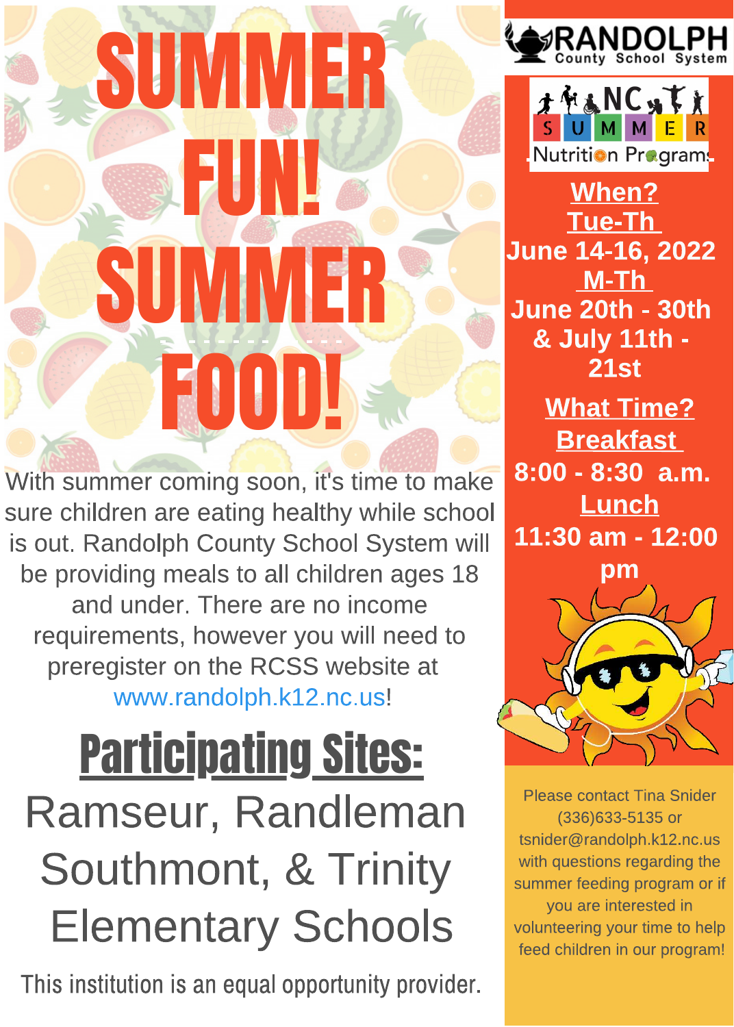# SUMMER FUN! SUMMER FOOD!

RANDOLPH County School System

NC SUMMER Nutrition Programs

**When?**

**Tue-Th**

**June 14-16, 2022**

**M-Th**

**June 20th - 30th & July 11th - 21st**

**What Time?**

**Breakfast**

**8:00 - 8:30 a.m.**

**Lunch**

**11:30 am - 12:00 pm**

With summer coming soon, it's time to make sure children are eating healthy while school is out. Randolph County School System will be providing meals to all children ages 18 and under. There are no income requirements, however you will need to preregister on the RCSS website at www.randolph.k12.nc.us!

## Participating Sites:

Ramseur, Randleman Southmont, & Trinity Elementary Schools

Please contact Tina Snider (336)633-5135 or tsnider@randolph.k12.nc.us with questions regarding the summer feeding program or if you are interested in volunteering your time to help feed children in our program!

This institution is an equal opportunity provider.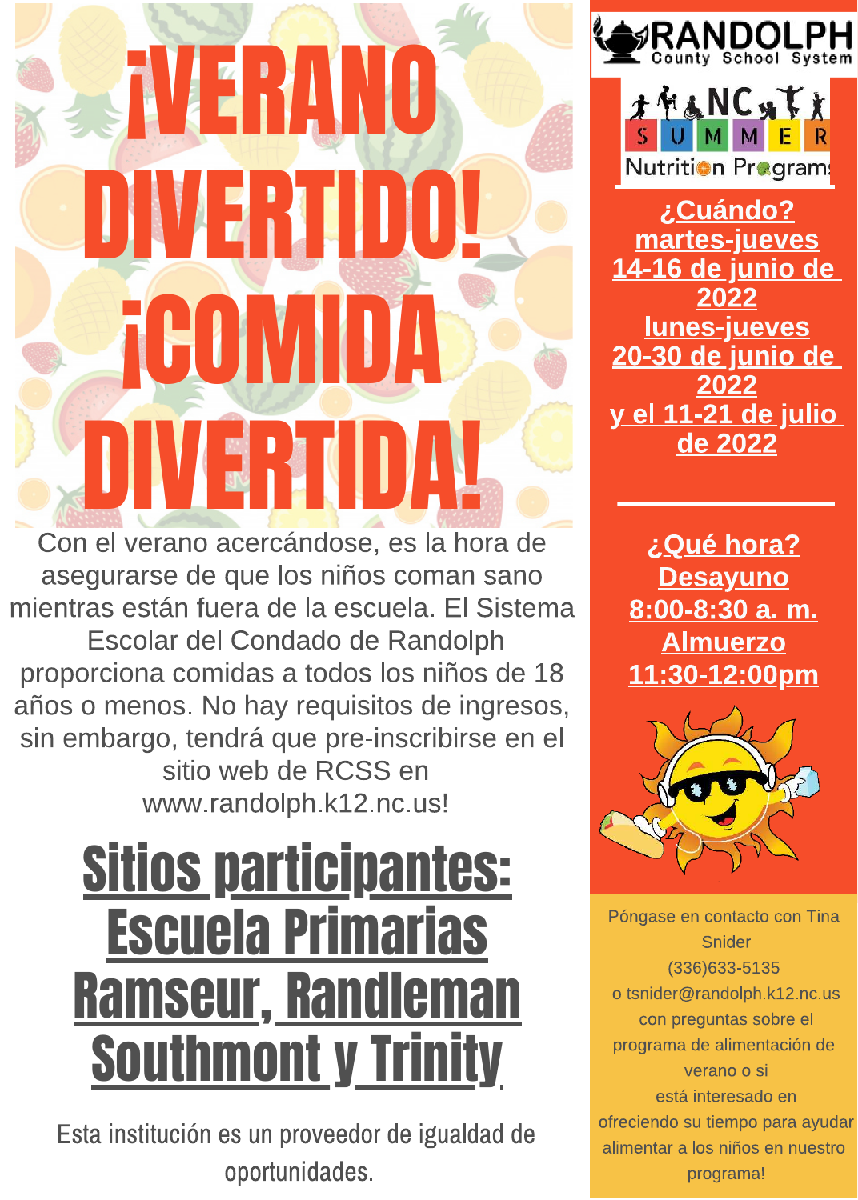# ¡VERANO DIVERTIDO! ¡COMIDA DIVERTIDA!

Con el verano acercándose, es la hora de asegurarse de que los niños coman sano mientras están fuera de la escuela. El Sistema Escolar del Condado de Randolph proporciona comidas a todos los niños de 18 años o menos. No hay requisitos de ingresos, sin embargo, tendrá que pre-inscribirse en el sitio web de RCSS en www.randolph.k12.nc.us!

## Sitios participantes: Escuela Primarias Ramseur, Randleman Southmont y Trinity

Esta institución es un proveedor de igualdad de oportunidades.

RANDOLPH County School System

NC SUMMER Nutrition Programs

**¿Cuándo?**
**martes-jueves**
**14-16 de junio de 2022**
**lunes-jueves**
**20-30 de junio de 2022**
**y el 11-21 de julio de 2022**

**¿Qué hora?**
**Desayuno**
**8:00-8:30 a. m.**
**Almuerzo**
**11:30-12:00pm**

Póngase en contacto con Tina Snider (336)633-5135 o tsnider@randolph.k12.nc.us con preguntas sobre el programa de alimentación de verano o si está interesado en ofreciendo su tiempo para ayudar alimentar a los niños en nuestro programa!